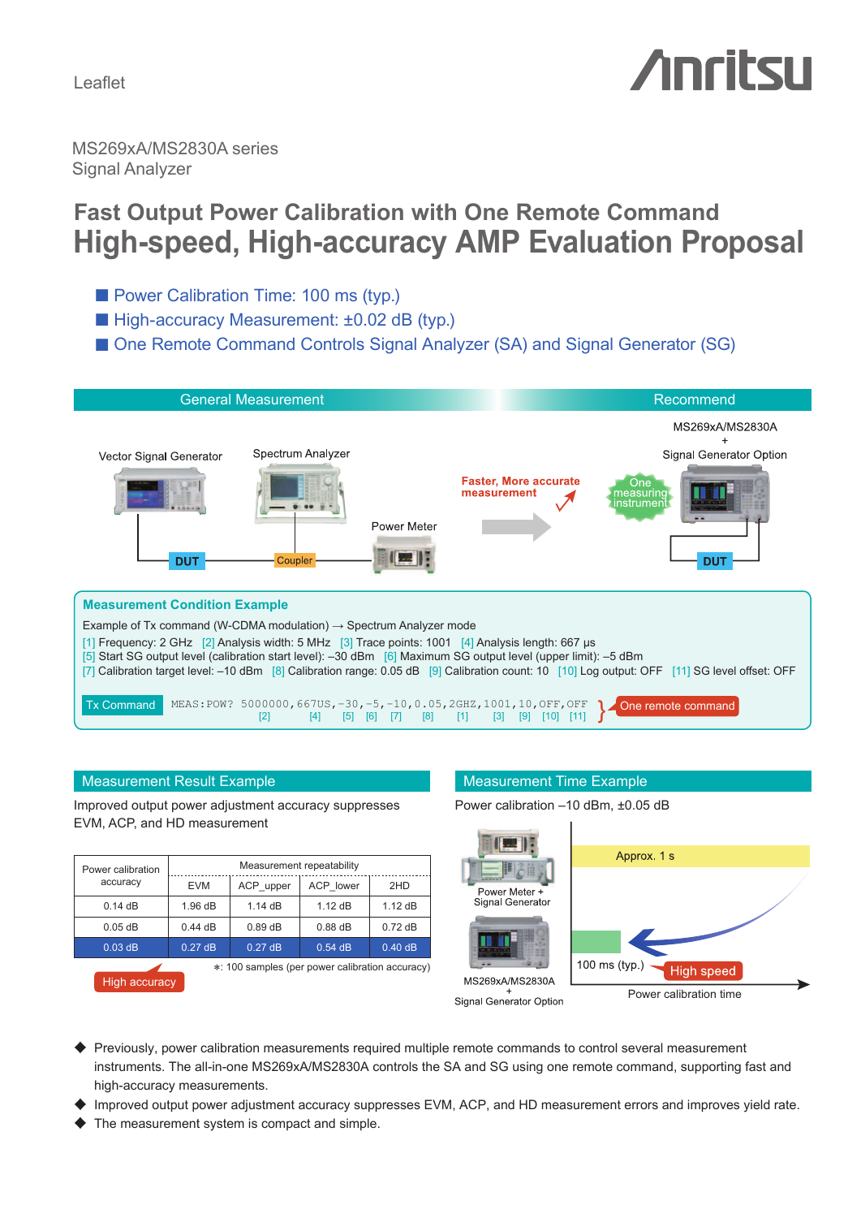Leaflet

MS269xA/MS2830A series
Signal Analyzer

# Fast Output Power Calibration with One Remote Command
# High-speed, High-accuracy AMP Evaluation Proposal

- Power Calibration Time: 100 ms (typ.)
- High-accuracy Measurement: ±0.02 dB (typ.)
- One Remote Command Controls Signal Analyzer (SA) and Signal Generator (SG)

General Measurement

Vector Signal Generator — DUT — Coupler — Spectrum Analyzer — Power Meter

Faster, More accurate measurement

Recommend

MS269xA/MS2830A + Signal Generator Option

One measuring instrument — DUT

## Measurement Condition Example

Example of Tx command (W-CDMA modulation) → Spectrum Analyzer mode

[1] Frequency: 2 GHz [2] Analysis width: 5 MHz [3] Trace points: 1001 [4] Analysis length: 667 μs
[5] Start SG output level (calibration start level): –30 dBm [6] Maximum SG output level (upper limit): –5 dBm
[7] Calibration target level: –10 dBm [8] Calibration range: 0.05 dB [9] Calibration count: 10 [10] Log output: OFF [11] SG level offset: OFF

Tx Command

```
MEAS:POW? 5000000,667US,-30,-5,-10,0.05,2GHZ,1001,10,OFF,OFF
          [2]     [4]   [5] [6] [7] [8]  [1]  [3]  [9] [10] [11]
```

One remote command

## Measurement Result Example

Improved output power adjustment accuracy suppresses EVM, ACP, and HD measurement

| Power calibration accuracy | Measurement repeatability | | | |
|---|---|---|---|---|
| | EVM | ACP_upper | ACP_lower | 2HD |
| 0.14 dB | 1.96 dB | 1.14 dB | 1.12 dB | 1.12 dB |
| 0.05 dB | 0.44 dB | 0.89 dB | 0.88 dB | 0.72 dB |
| 0.03 dB | 0.27 dB | 0.27 dB | 0.54 dB | 0.40 dB |

*: 100 samples (per power calibration accuracy)

High accuracy

## Measurement Time Example

Power calibration –10 dBm, ±0.05 dB

Power Meter + Signal Generator: Approx. 1 s

MS269xA/MS2830A + Signal Generator Option: 100 ms (typ.) — High speed

Power calibration time

- Previously, power calibration measurements required multiple remote commands to control several measurement instruments. The all-in-one MS269xA/MS2830A controls the SA and SG using one remote command, supporting fast and high-accuracy measurements.
- Improved output power adjustment accuracy suppresses EVM, ACP, and HD measurement errors and improves yield rate.
- The measurement system is compact and simple.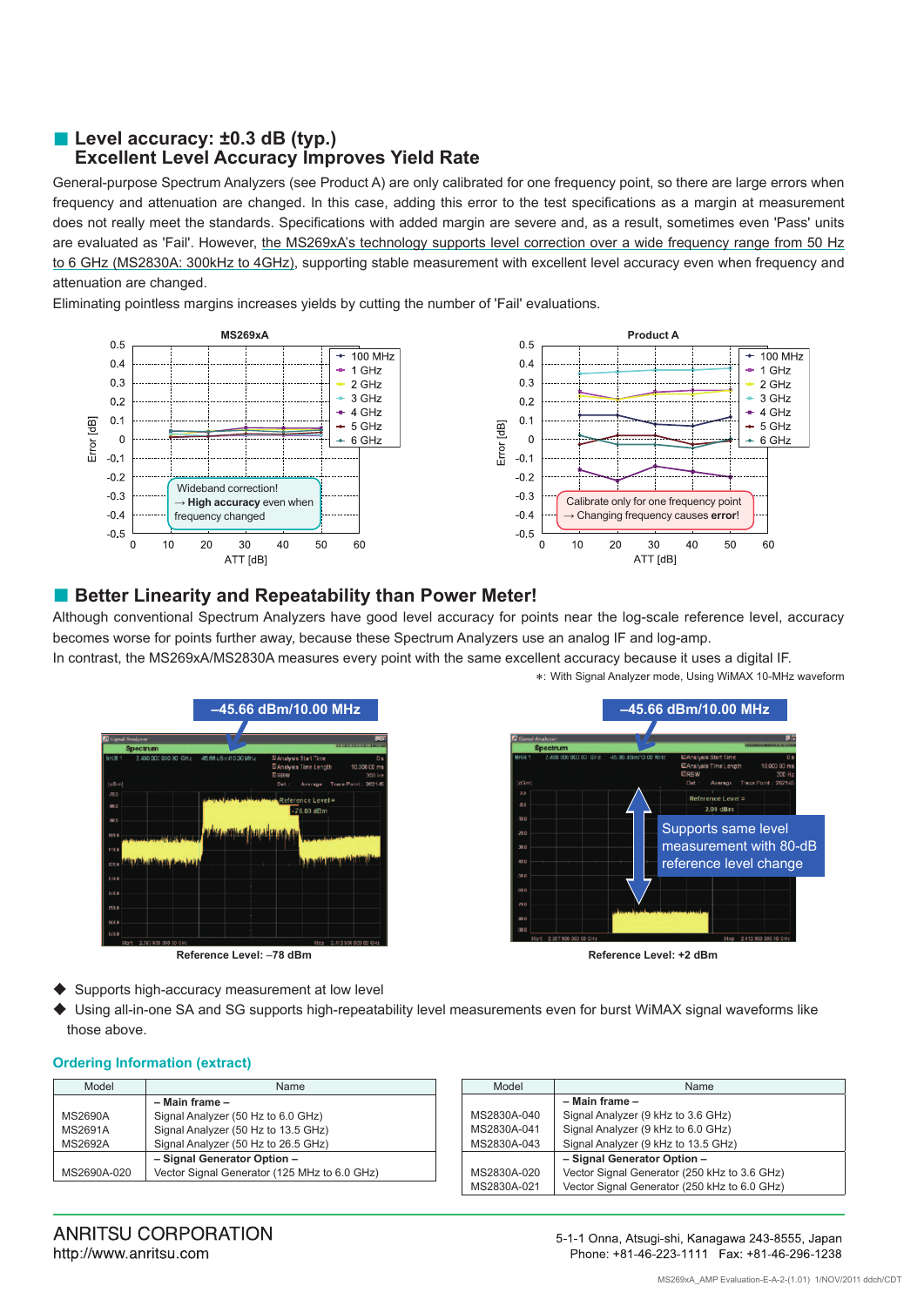## Level accuracy: ±0.3 dB (typ.) Excellent Level Accuracy Improves Yield Rate

General-purpose Spectrum Analyzers (see Product A) are only calibrated for one frequency point, so there are large errors when frequency and attenuation are changed. In this case, adding this error to the test specifications as a margin at measurement does not really meet the standards. Specifications with added margin are severe and, as a result, sometimes even 'Pass' units are evaluated as 'Fail'. However, the MS269xA's technology supports level correction over a wide frequency range from 50 Hz to 6 GHz (MS2830A: 300kHz to 4GHz), supporting stable measurement with excellent level accuracy even when frequency and attenuation are changed.

Eliminating pointless margins increases yields by cutting the number of 'Fail' evaluations.

MS269xA

Error [dB]

ATT [dB]

100 MHz
1 GHz
2 GHz
3 GHz
4 GHz
5 GHz
6 GHz

Wideband correction!
→ **High accuracy** even when frequency changed

Product A

Error [dB]

ATT [dB]

100 MHz
1 GHz
2 GHz
3 GHz
4 GHz
5 GHz
6 GHz

Calibrate only for one frequency point
→ Changing frequency causes **error**!

## Better Linearity and Repeatability than Power Meter!

Although conventional Spectrum Analyzers have good level accuracy for points near the log-scale reference level, accuracy becomes worse for points further away, because these Spectrum Analyzers use an analog IF and log-amp.

In contrast, the MS269xA/MS2830A measures every point with the same excellent accuracy because it uses a digital IF.

∗: With Signal Analyzer mode, Using WiMAX 10-MHz waveform

–45.66 dBm/10.00 MHz

**Reference Level: –78 dBm**

–45.66 dBm/10.00 MHz

Supports same level measurement with 80-dB reference level change

**Reference Level: +2 dBm**

- Supports high-accuracy measurement at low level
- Using all-in-one SA and SG supports high-repeatability level measurements even for burst WiMAX signal waveforms like those above.

### Ordering Information (extract)

| Model | Name |
|---|---|
| | **– Main frame –** |
| MS2690A | Signal Analyzer (50 Hz to 6.0 GHz) |
| MS2691A | Signal Analyzer (50 Hz to 13.5 GHz) |
| MS2692A | Signal Analyzer (50 Hz to 26.5 GHz) |
| | **– Signal Generator Option –** |
| MS2690A-020 | Vector Signal Generator (125 MHz to 6.0 GHz) |

| Model | Name |
|---|---|
| | **– Main frame –** |
| MS2830A-040 | Signal Analyzer (9 kHz to 3.6 GHz) |
| MS2830A-041 | Signal Analyzer (9 kHz to 6.0 GHz) |
| MS2830A-043 | Signal Analyzer (9 kHz to 13.5 GHz) |
| | **– Signal Generator Option –** |
| MS2830A-020 | Vector Signal Generator (250 kHz to 3.6 GHz) |
| MS2830A-021 | Vector Signal Generator (250 kHz to 6.0 GHz) |

ANRITSU CORPORATION
http://www.anritsu.com

5-1-1 Onna, Atsugi-shi, Kanagawa 243-8555, Japan
Phone: +81-46-223-1111 Fax: +81-46-296-1238

MS269xA_AMP Evaluation-E-A-2-(1.01) 1/NOV/2011 ddch/CDT